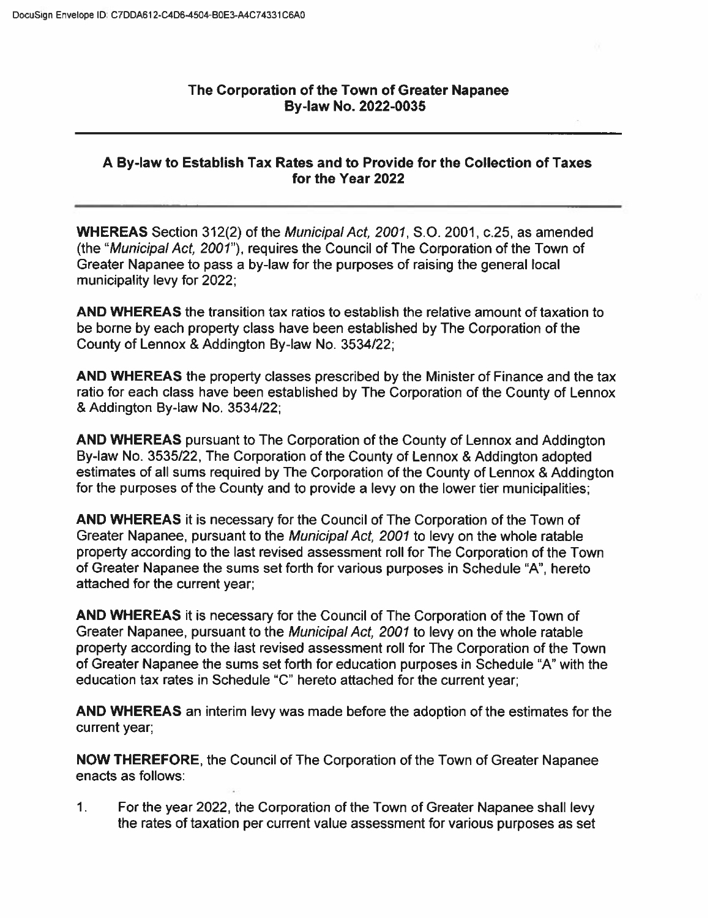DocuSign Envelope ID: C7DDA612-C4D6-4504-B0E3-A4C74331C6A0

# The Corporation of the Town of Greater Napanee
# By-law No. 2022-0035

## A By-law to Establish Tax Rates and to Provide for the Collection of Taxes for the Year 2022

**WHEREAS** Section 312(2) of the *Municipal Act, 2001*, S.O. 2001, c.25, as amended (the "*Municipal Act, 2001*"), requires the Council of The Corporation of the Town of Greater Napanee to pass a by-law for the purposes of raising the general local municipality levy for 2022;

**AND WHEREAS** the transition tax ratios to establish the relative amount of taxation to be borne by each property class have been established by The Corporation of the County of Lennox & Addington By-law No. 3534/22;

**AND WHEREAS** the property classes prescribed by the Minister of Finance and the tax ratio for each class have been established by The Corporation of the County of Lennox & Addington By-law No. 3534/22;

**AND WHEREAS** pursuant to The Corporation of the County of Lennox and Addington By-law No. 3535/22, The Corporation of the County of Lennox & Addington adopted estimates of all sums required by The Corporation of the County of Lennox & Addington for the purposes of the County and to provide a levy on the lower tier municipalities;

**AND WHEREAS** it is necessary for the Council of The Corporation of the Town of Greater Napanee, pursuant to the *Municipal Act, 2001* to levy on the whole ratable property according to the last revised assessment roll for The Corporation of the Town of Greater Napanee the sums set forth for various purposes in Schedule "A", hereto attached for the current year;

**AND WHEREAS** it is necessary for the Council of The Corporation of the Town of Greater Napanee, pursuant to the *Municipal Act, 2001* to levy on the whole ratable property according to the last revised assessment roll for The Corporation of the Town of Greater Napanee the sums set forth for education purposes in Schedule "A" with the education tax rates in Schedule "C" hereto attached for the current year;

**AND WHEREAS** an interim levy was made before the adoption of the estimates for the current year;

**NOW THEREFORE**, the Council of The Corporation of the Town of Greater Napanee enacts as follows:

1. For the year 2022, the Corporation of the Town of Greater Napanee shall levy the rates of taxation per current value assessment for various purposes as set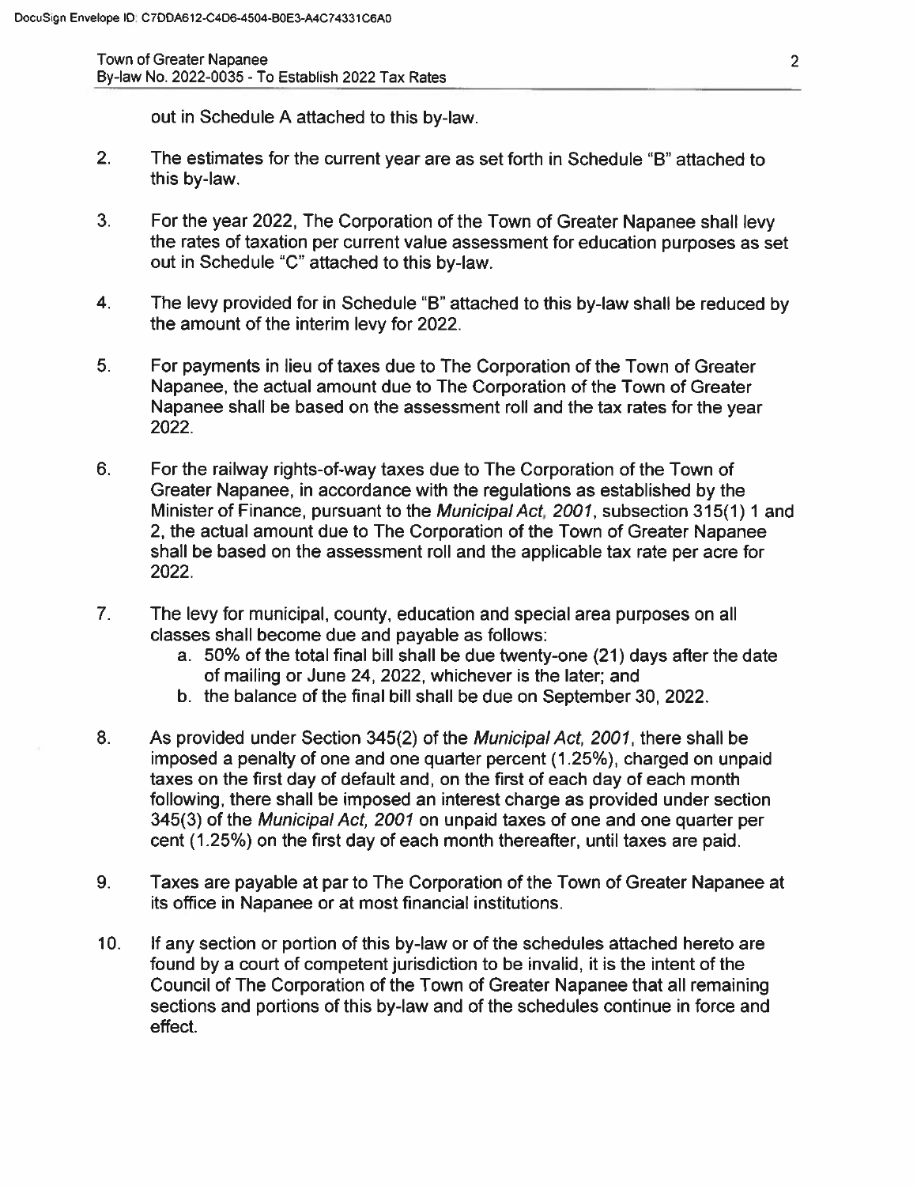out in Schedule A attached to this by-law.

2. The estimates for the current year are as set forth in Schedule "B" attached to this by-law.

3. For the year 2022, The Corporation of the Town of Greater Napanee shall levy the rates of taxation per current value assessment for education purposes as set out in Schedule "C" attached to this by-law.

4. The levy provided for in Schedule "B" attached to this by-law shall be reduced by the amount of the interim levy for 2022.

5. For payments in lieu of taxes due to The Corporation of the Town of Greater Napanee, the actual amount due to The Corporation of the Town of Greater Napanee shall be based on the assessment roll and the tax rates for the year 2022.

6. For the railway rights-of-way taxes due to The Corporation of the Town of Greater Napanee, in accordance with the regulations as established by the Minister of Finance, pursuant to the *Municipal Act, 2001*, subsection 315(1) 1 and 2, the actual amount due to The Corporation of the Town of Greater Napanee shall be based on the assessment roll and the applicable tax rate per acre for 2022.

7. The levy for municipal, county, education and special area purposes on all classes shall become due and payable as follows:
   a. 50% of the total final bill shall be due twenty-one (21) days after the date of mailing or June 24, 2022, whichever is the later; and
   b. the balance of the final bill shall be due on September 30, 2022.

8. As provided under Section 345(2) of the *Municipal Act, 2001*, there shall be imposed a penalty of one and one quarter percent (1.25%), charged on unpaid taxes on the first day of default and, on the first of each day of each month following, there shall be imposed an interest charge as provided under section 345(3) of the *Municipal Act, 2001* on unpaid taxes of one and one quarter per cent (1.25%) on the first day of each month thereafter, until taxes are paid.

9. Taxes are payable at par to The Corporation of the Town of Greater Napanee at its office in Napanee or at most financial institutions.

10. If any section or portion of this by-law or of the schedules attached hereto are found by a court of competent jurisdiction to be invalid, it is the intent of the Council of The Corporation of the Town of Greater Napanee that all remaining sections and portions of this by-law and of the schedules continue in force and effect.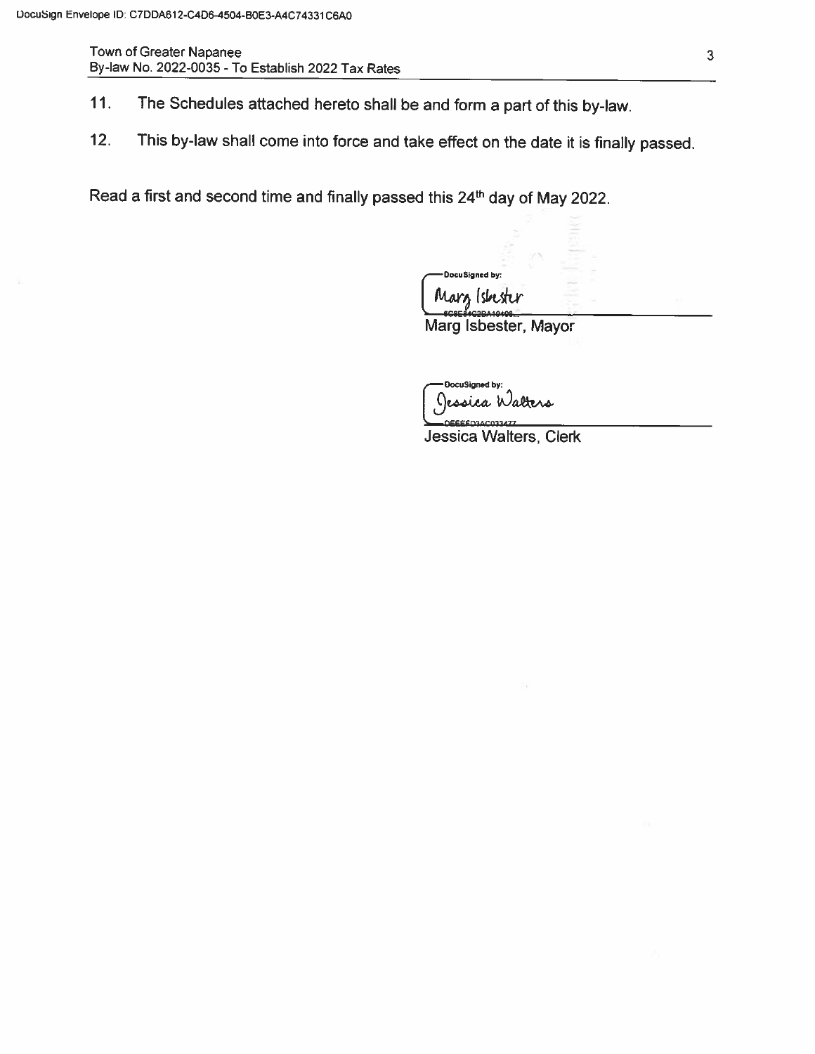11. The Schedules attached hereto shall be and form a part of this by-law.

12. This by-law shall come into force and take effect on the date it is finally passed.

Read a first and second time and finally passed this 24th day of May 2022.

DocuSigned by:
Marg Isbester
6C8E84C2BA10408...

Marg Isbester, Mayor

DocuSigned by:
Jessica Walters
DEEEFD3AC033477...

Jessica Walters, Clerk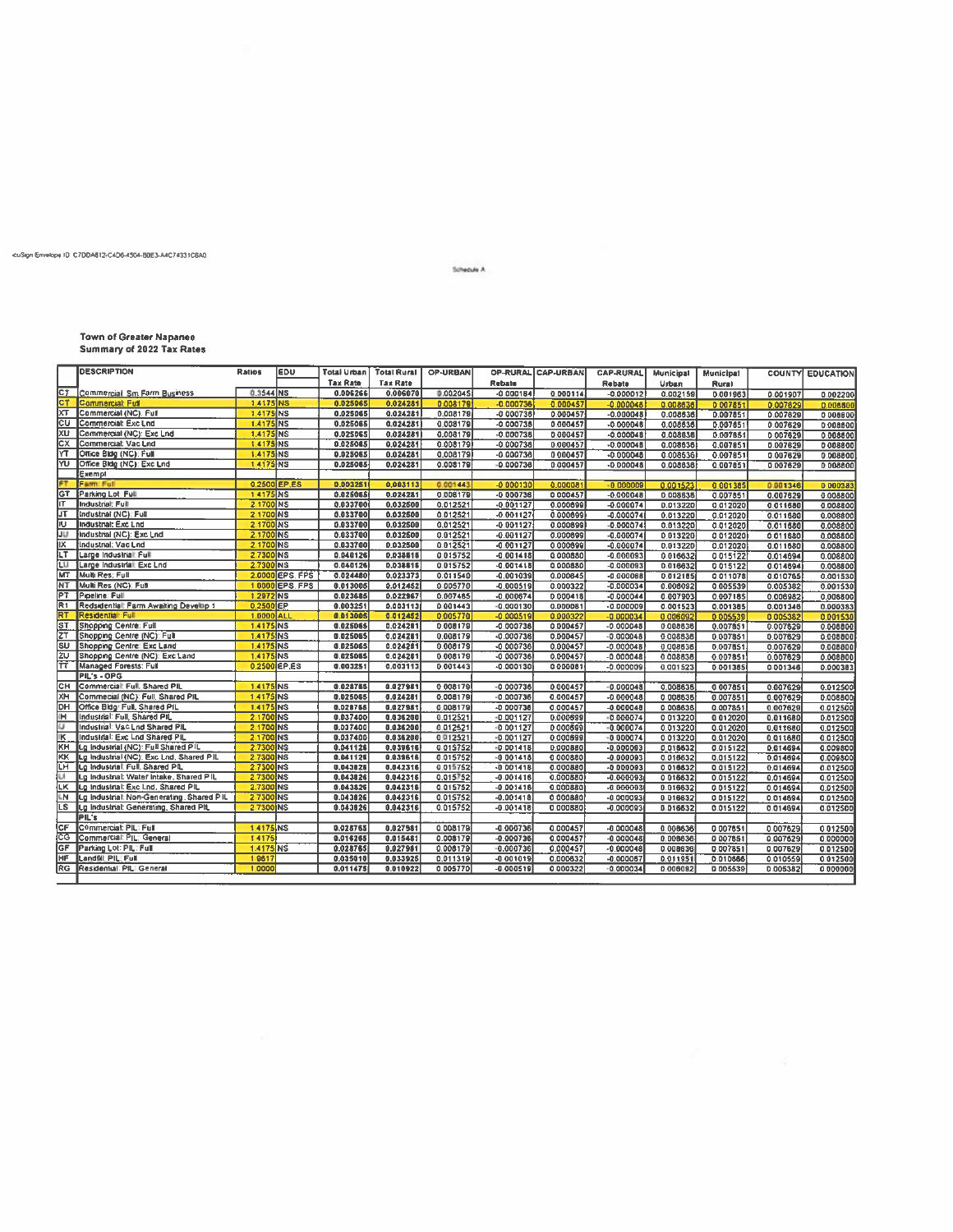Schedule A

## Town of Greater Napanee
## Summary of 2022 Tax Rates

| | DESCRIPTION | Ratios | EDU | Total Urban Tax Rate | Total Rural Tax Rate | OP-URBAN | OP-RURAL Rebate | CAP-URBAN | CAP-RURAL Rebate | Municipal Urban | Municipal Rural | COUNTY | EDUCATION |
|---|---|---|---|---|---|---|---|---|---|---|---|---|---|
| C7 | Commercial Sm Farm Business | 0.3544 | NS | 0.006266 | 0.006070 | 0.002045 | -0.000184 | 0.000114 | -0.000012 | 0.002156 | 0.001963 | 0.001907 | 0.002200 |
| CT | Commercial: Full | 1.4175 | NS | 0.025065 | 0.024281 | 0.008179 | -0.000736 | 0.000457 | -0.000048 | 0.008636 | 0.007851 | 0.007629 | 0.008800 |
| XT | Commercial (NC): Full | 1.4175 | NS | 0.025065 | 0.024281 | 0.008179 | -0.000736 | 0.000457 | -0.000048 | 0.008636 | 0.007851 | 0.007629 | 0.008800 |
| CU | Commercial: Exc Lnd | 1.4175 | NS | 0.025065 | 0.024281 | 0.008179 | -0.000736 | 0.000457 | -0.000048 | 0.008636 | 0.007851 | 0.007629 | 0.008800 |
| XU | Commercial (NC): Exc Lnd | 1.4175 | NS | 0.025065 | 0.024281 | 0.008179 | -0.000736 | 0.000457 | -0.000048 | 0.008636 | 0.007851 | 0.007629 | 0.008800 |
| CX | Commercial: Vac Lnd | 1.4175 | NS | 0.025065 | 0.024281 | 0.008179 | -0.000736 | 0.000457 | -0.000048 | 0.008636 | 0.007851 | 0.007629 | 0.008800 |
| YT | Office Bldg (NC): Full | 1.4175 | NS | 0.025065 | 0.024281 | 0.008179 | -0.000736 | 0.000457 | -0.000048 | 0.008636 | 0.007851 | 0.007629 | 0.008800 |
| YU | Office Bldg (NC): Exc Lnd | 1.4175 | NS | 0.025065 | 0.024281 | 0.008179 | -0.000736 | 0.000457 | -0.000048 | 0.008636 | 0.007851 | 0.007629 | 0.008800 |
| | Exempt | | | | | | | | | | | | |
| FT | Farm: Full | 0.2500 | EP,ES | 0.003251 | 0.003113 | 0.001443 | -0.000130 | 0.000081 | -0.000009 | 0.001523 | 0.001385 | 0.001346 | 0.000383 |
| GT | Parking Lot: Full | 1.4175 | NS | 0.025065 | 0.024281 | 0.008179 | -0.000736 | 0.000457 | -0.000048 | 0.008636 | 0.007851 | 0.007629 | 0.008800 |
| IT | Industrial: Full | 2.1700 | NS | 0.033700 | 0.032500 | 0.012521 | -0.001127 | 0.000699 | -0.000074 | 0.013220 | 0.012020 | 0.011680 | 0.008800 |
| JT | Industrial (NC): Full | 2.1700 | NS | 0.033700 | 0.032500 | 0.012521 | -0.001127 | 0.000699 | -0.000074 | 0.013220 | 0.012020 | 0.011680 | 0.008800 |
| IU | Industrial: Exc Lnd | 2.1700 | NS | 0.033700 | 0.032500 | 0.012521 | -0.001127 | 0.000699 | -0.000074 | 0.013220 | 0.012020 | 0.011680 | 0.008800 |
| JU | Industrial (NC): Exc Lnd | 2.1700 | NS | 0.033700 | 0.032500 | 0.012521 | -0.001127 | 0.000699 | -0.000074 | 0.013220 | 0.012020 | 0.011680 | 0.008800 |
| IX | Industrial: Vac Lnd | 2.1700 | NS | 0.033700 | 0.032500 | 0.012521 | -0.001127 | 0.000699 | -0.000074 | 0.013220 | 0.012020 | 0.011680 | 0.008800 |
| LT | Large Industrial: Full | 2.7300 | NS | 0.040126 | 0.038616 | 0.015752 | -0.001418 | 0.000880 | -0.000093 | 0.016632 | 0.015122 | 0.014694 | 0.008800 |
| LU | Large Industrial: Exc Lnd | 2.7300 | NS | 0.040126 | 0.038616 | 0.015752 | -0.001418 | 0.000880 | -0.000093 | 0.016632 | 0.015122 | 0.014694 | 0.008800 |
| MT | Multi Res: Full | 2.0000 | EPS, FPS | 0.024480 | 0.023373 | 0.011540 | -0.001039 | 0.000645 | -0.000068 | 0.012185 | 0.011078 | 0.010765 | 0.001530 |
| NT | Multi Res (NC): Full | 1.0000 | EPS, FPS | 0.013005 | 0.012452 | 0.005770 | -0.000519 | 0.000322 | -0.000034 | 0.006092 | 0.005539 | 0.005382 | 0.001530 |
| PT | Pipeline: Full | 1.2972 | NS | 0.023685 | 0.022967 | 0.007485 | -0.000674 | 0.000418 | -0.000044 | 0.007903 | 0.007185 | 0.006982 | 0.008800 |
| R1 | Residential: Farm Awaiting Develop 1 | 0.2500 | EP | 0.003251 | 0.003113 | 0.001443 | -0.000130 | 0.000081 | -0.000009 | 0.001523 | 0.001385 | 0.001346 | 0.000383 |
| RT | Residential: Full | 1.0000 | ALL | 0.013005 | 0.012452 | 0.005770 | -0.000519 | 0.000322 | -0.000034 | 0.006092 | 0.005539 | 0.005382 | 0.001530 |
| ST | Shopping Centre: Full | 1.4175 | NS | 0.025065 | 0.024281 | 0.008179 | -0.000736 | 0.000457 | -0.000048 | 0.008636 | 0.007851 | 0.007629 | 0.008800 |
| ZT | Shopping Centre (NC): Full | 1.4175 | NS | 0.025065 | 0.024281 | 0.008179 | -0.000736 | 0.000457 | -0.000048 | 0.008636 | 0.007851 | 0.007629 | 0.008800 |
| SU | Shopping Centre: Exc Land | 1.4175 | NS | 0.025065 | 0.024281 | 0.008179 | -0.000736 | 0.000457 | -0.000048 | 0.008636 | 0.007851 | 0.007629 | 0.008800 |
| ZU | Shopping Centre (NC): Exc Land | 1.4175 | NS | 0.025065 | 0.024281 | 0.008179 | -0.000736 | 0.000457 | -0.000048 | 0.008636 | 0.007851 | 0.007629 | 0.008800 |
| TT | Managed Forests: Full | 0.2500 | EP,ES | 0.003251 | 0.003113 | 0.001443 | -0.000130 | 0.000081 | -0.000009 | 0.001523 | 0.001385 | 0.001346 | 0.000383 |
| | PIL's - OPG | | | | | | | | | | | | |
| CH | Commercial: Full, Shared PIL | 1.4175 | NS | 0.028765 | 0.027981 | 0.008179 | -0.000736 | 0.000457 | -0.000048 | 0.008636 | 0.007851 | 0.007629 | 0.012500 |
| XH | Commercial (NC): Full, Shared PIL | 1.4175 | NS | 0.025065 | 0.024281 | 0.008179 | -0.000736 | 0.000457 | -0.000048 | 0.008636 | 0.007851 | 0.007629 | 0.008800 |
| DH | Office Bldg: Full, Shared PIL | 1.4175 | NS | 0.028765 | 0.027981 | 0.008179 | -0.000736 | 0.000457 | -0.000048 | 0.008636 | 0.007851 | 0.007629 | 0.012500 |
| IH | Industrial: Full, Shared PIL | 2.1700 | NS | 0.037400 | 0.036200 | 0.012521 | -0.001127 | 0.000699 | -0.000074 | 0.013220 | 0.012020 | 0.011680 | 0.012500 |
| IJ | Industrial: Vac Lnd Shared PIL | 2.1700 | NS | 0.037400 | 0.036200 | 0.012521 | -0.001127 | 0.000699 | -0.000074 | 0.013220 | 0.012020 | 0.011680 | 0.012500 |
| IK | Industrial: Exc Lnd Shared PIL | 2.1700 | NS | 0.037400 | 0.036200 | 0.012521 | -0.001127 | 0.000699 | -0.000074 | 0.013220 | 0.012020 | 0.011680 | 0.012500 |
| KH | Lg Industrial (NC): Full Shared PIL | 2.7300 | NS | 0.041126 | 0.039616 | 0.015752 | -0.001418 | 0.000880 | -0.000093 | 0.016632 | 0.015122 | 0.014694 | 0.009800 |
| KK | Lg Industrial (NC): Exc Lnd, Shared PIL | 2.7300 | NS | 0.041126 | 0.039616 | 0.015752 | -0.001418 | 0.000880 | -0.000093 | 0.016632 | 0.015122 | 0.014694 | 0.009800 |
| LH | Lg Industrial: Full, Shared PIL | 2.7300 | NS | 0.043826 | 0.042316 | 0.015752 | -0.001418 | 0.000880 | -0.000093 | 0.016632 | 0.015122 | 0.014694 | 0.012500 |
| LI | Lg Industrial: Water Intake, Shared PIL | 2.7300 | NS | 0.043826 | 0.042316 | 0.015752 | -0.001418 | 0.000880 | -0.000093 | 0.016632 | 0.015122 | 0.014694 | 0.012500 |
| LK | Lg Industrial: Exc Lnd, Shared PIL | 2.7300 | NS | 0.043826 | 0.042316 | 0.015752 | -0.001418 | 0.000880 | -0.000093 | 0.016632 | 0.015122 | 0.014694 | 0.012500 |
| LN | Lg Industrial: Non-Generating, Shared PIL | 2.7300 | NS | 0.043826 | 0.042316 | 0.015752 | -0.001418 | 0.000880 | -0.000093 | 0.016632 | 0.015122 | 0.014694 | 0.012500 |
| LS | Lg Industrial: Generating, Shared PIL | 2.7300 | NS | 0.043826 | 0.042316 | 0.015752 | -0.001418 | 0.000880 | -0.000093 | 0.016632 | 0.015122 | 0.014694 | 0.012500 |
| | PIL's | | | | | | | | | | | | |
| CF | Commercial: PIL: Full | 1.4175 | NS | 0.028765 | 0.027981 | 0.008179 | -0.000736 | 0.000457 | -0.000048 | 0.008636 | 0.007851 | 0.007629 | 0.012500 |
| CG | Commercial: PIL: General | 1.4175 | | 0.016265 | 0.015481 | 0.008179 | -0.000736 | 0.000457 | -0.000048 | 0.008636 | 0.007851 | 0.007629 | 0.000000 |
| GF | Parking Lot: PIL: Full | 1.4175 | NS | 0.028765 | 0.027981 | 0.008179 | -0.000736 | 0.000457 | -0.000048 | 0.008636 | 0.007851 | 0.007629 | 0.012500 |
| HF | Landfill: PIL: Full | 1.9617 | | 0.035010 | 0.033925 | 0.011319 | -0.001019 | 0.000632 | -0.000067 | 0.011951 | 0.010866 | 0.010559 | 0.012500 |
| RG | Residential: PIL: General | 1.0000 | | 0.011475 | 0.010922 | 0.005770 | -0.000519 | 0.000322 | -0.000034 | 0.006092 | 0.005539 | 0.005382 | 0.000000 |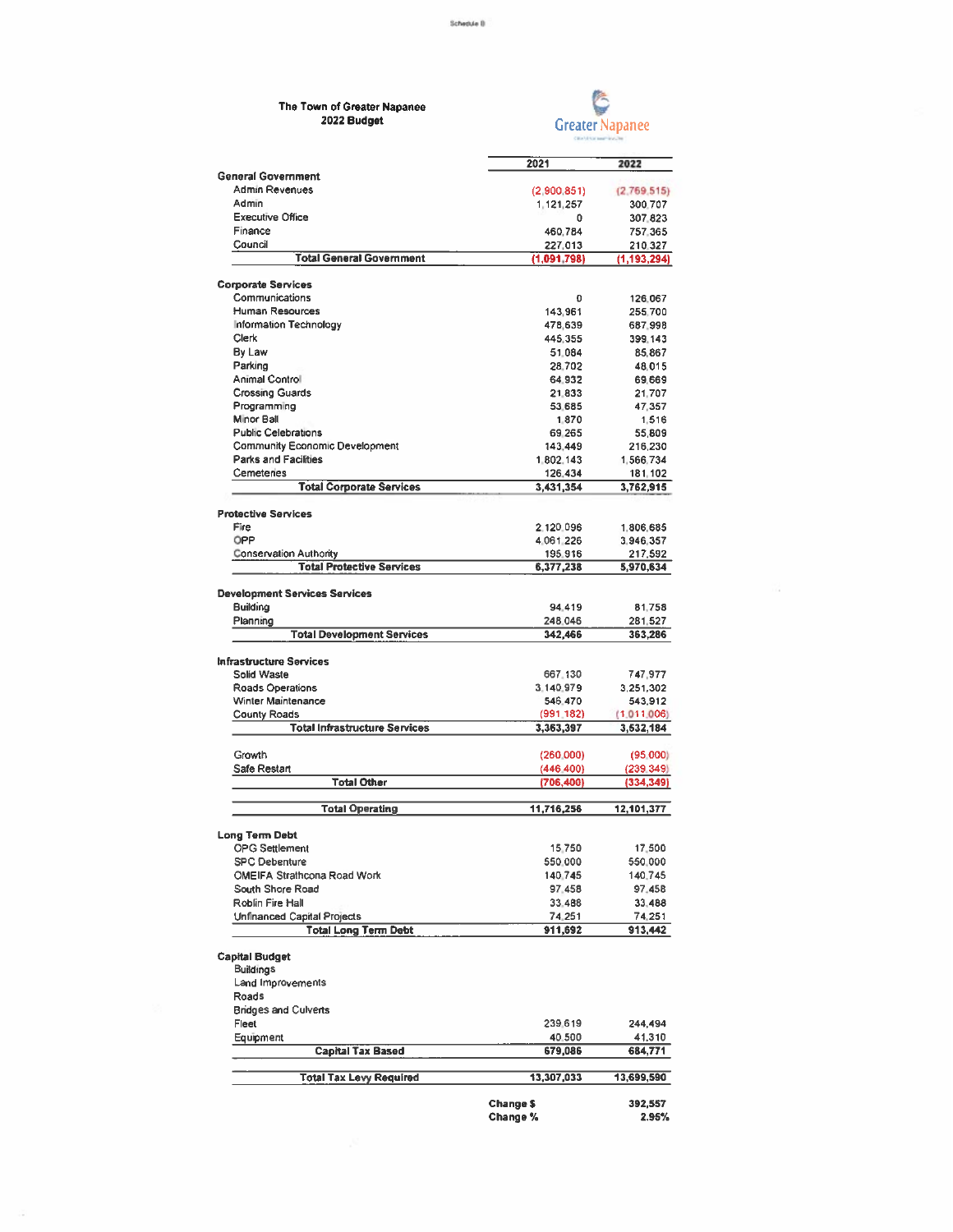Schedule B

**The Town of Greater Napanee**
**2022 Budget**

| | 2021 | 2022 |
|---|---|---|
| **General Government** | | |
| Admin Revenues | (2,900,851) | (2,769,515) |
| Admin | 1,121,257 | 300,707 |
| Executive Office | 0 | 307,823 |
| Finance | 460,784 | 757,365 |
| Council | 227,013 | 210,327 |
| **Total General Government** | **(1,091,798)** | **(1,193,294)** |
| | | |
| **Corporate Services** | | |
| Communications | 0 | 126,067 |
| Human Resources | 143,961 | 255,700 |
| Information Technology | 478,639 | 687,998 |
| Clerk | 445,355 | 399,143 |
| By Law | 51,084 | 85,867 |
| Parking | 28,702 | 48,015 |
| Animal Control | 64,932 | 69,669 |
| Crossing Guards | 21,833 | 21,707 |
| Programming | 53,685 | 47,357 |
| Minor Ball | 1,870 | 1,516 |
| Public Celebrations | 69,265 | 55,809 |
| Community Economic Development | 143,449 | 216,230 |
| Parks and Facilities | 1,802,143 | 1,566,734 |
| Cemeteries | 126,434 | 181,102 |
| **Total Corporate Services** | **3,431,354** | **3,762,915** |
| | | |
| **Protective Services** | | |
| Fire | 2,120,096 | 1,806,685 |
| OPP | 4,061,226 | 3,946,357 |
| Conservation Authority | 195,916 | 217,592 |
| **Total Protective Services** | **6,377,238** | **5,970,634** |
| | | |
| **Development Services Services** | | |
| Building | 94,419 | 81,758 |
| Planning | 248,046 | 281,527 |
| **Total Development Services** | **342,466** | **363,286** |
| | | |
| **Infrastructure Services** | | |
| Solid Waste | 667,130 | 747,977 |
| Roads Operations | 3,140,979 | 3,251,302 |
| Winter Maintenance | 546,470 | 543,912 |
| County Roads | (991,182) | (1,011,006) |
| **Total Infrastructure Services** | **3,363,397** | **3,532,184** |
| | | |
| Growth | (260,000) | (95,000) |
| Safe Restart | (446,400) | (239,349) |
| **Total Other** | **(706,400)** | **(334,349)** |
| | | |
| **Total Operating** | **11,716,256** | **12,101,377** |
| | | |
| **Long Term Debt** | | |
| OPG Settlement | 15,750 | 17,500 |
| SPC Debenture | 550,000 | 550,000 |
| OMEIFA Strathcona Road Work | 140,745 | 140,745 |
| South Shore Road | 97,458 | 97,458 |
| Roblin Fire Hall | 33,488 | 33,488 |
| Unfinanced Capital Projects | 74,251 | 74,251 |
| **Total Long Term Debt** | **911,692** | **913,442** |
| | | |
| **Capital Budget** | | |
| Buildings | | |
| Land Improvements | | |
| Roads | | |
| Bridges and Culverts | | |
| Fleet | 239,619 | 244,494 |
| Equipment | 40,500 | 41,310 |
| **Capital Tax Based** | **679,086** | **684,771** |
| | | |
| **Total Tax Levy Required** | **13,307,033** | **13,699,590** |
| | | |
| | **Change $** | **392,557** |
| | **Change %** | **2.95%** |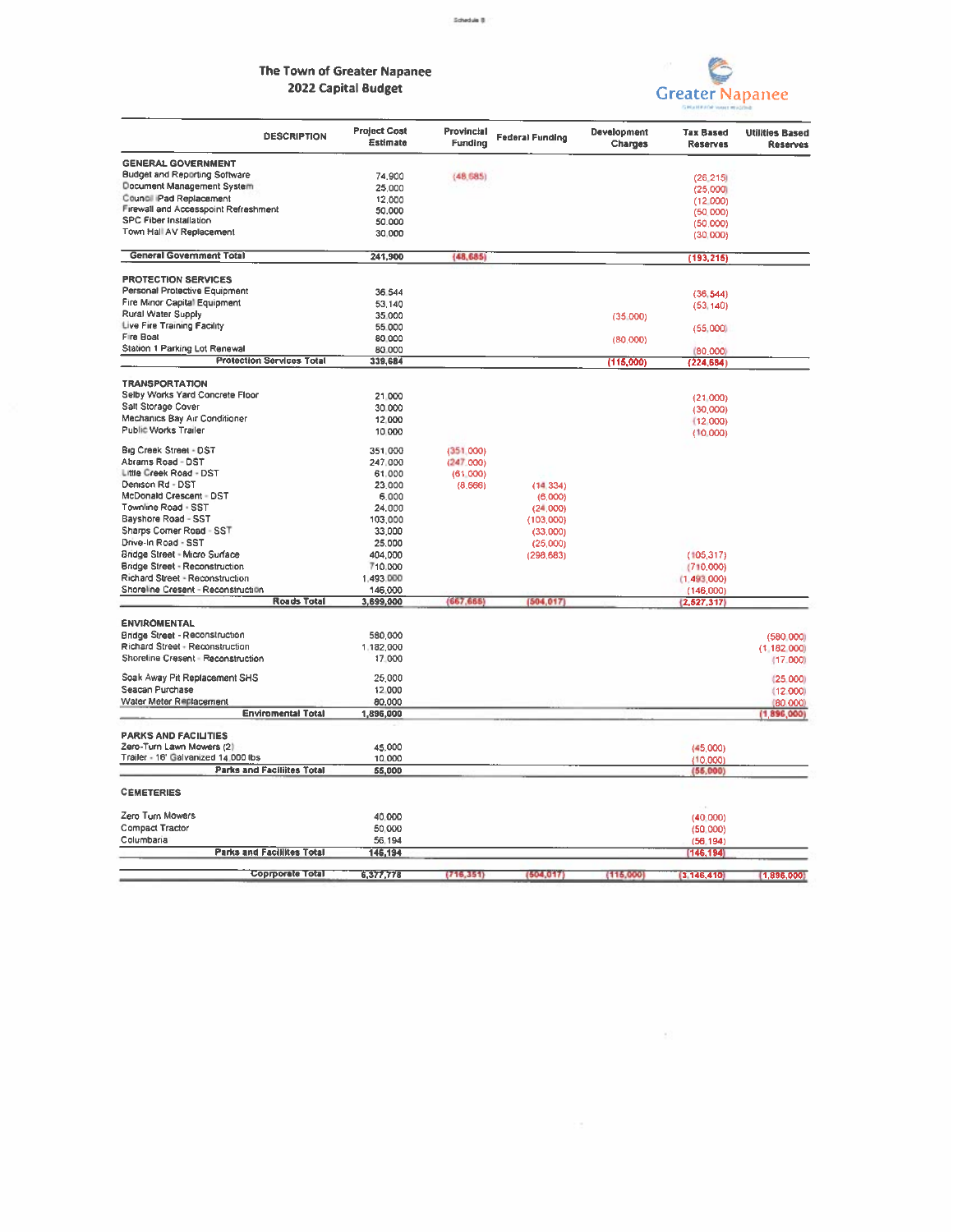Schedule B

# The Town of Greater Napanee
## 2022 Capital Budget

Greater Napanee

| DESCRIPTION | Project Cost Estimate | Provincial Funding | Federal Funding | Development Charges | Tax Based Reserves | Utilities Based Reserves |
|---|---|---|---|---|---|---|
| **GENERAL GOVERNMENT** | | | | | | |
| Budget and Reporting Software | 74,900 | (48,685) | | | (26,215) | |
| Document Management System | 25,000 | | | | (25,000) | |
| Council iPad Replacement | 12,000 | | | | (12,000) | |
| Firewall and Accesspoint Refreshment | 50,000 | | | | (50,000) | |
| SPC Fiber Installation | 50,000 | | | | (50,000) | |
| Town Hall AV Replacement | 30,000 | | | | (30,000) | |
| **General Government Total** | **241,900** | **(48,685)** | | | **(193,215)** | |
| **PROTECTION SERVICES** | | | | | | |
| Personal Protective Equipment | 36,544 | | | | (36,544) | |
| Fire Minor Capital Equipment | 53,140 | | | | (53,140) | |
| Rural Water Supply | 35,000 | | | (35,000) | | |
| Live Fire Training Facility | 55,000 | | | | (55,000) | |
| Fire Boat | 80,000 | | | (80,000) | | |
| Station 1 Parking Lot Renewal | 80,000 | | | | (80,000) | |
| **Protection Services Total** | **339,684** | | | **(115,000)** | **(224,684)** | |
| **TRANSPORTATION** | | | | | | |
| Selby Works Yard Concrete Floor | 21,000 | | | | (21,000) | |
| Salt Storage Cover | 30,000 | | | | (30,000) | |
| Mechanics Bay Air Conditioner | 12,000 | | | | (12,000) | |
| Public Works Trailer | 10,000 | | | | (10,000) | |
| Big Creek Street - DST | 351,000 | (351,000) | | | | |
| Abrams Road - DST | 247,000 | (247,000) | | | | |
| Little Creek Road - DST | 61,000 | (61,000) | | | | |
| Denison Rd - DST | 23,000 | (8,666) | (14,334) | | | |
| McDonald Crescent - DST | 6,000 | | (6,000) | | | |
| Townline Road - SST | 24,000 | | (24,000) | | | |
| Bayshore Road - SST | 103,000 | | (103,000) | | | |
| Sharps Corner Road - SST | 33,000 | | (33,000) | | | |
| Drive-In Road - SST | 25,000 | | (25,000) | | | |
| Bridge Street - Micro Surface | 404,000 | | (298,683) | | (105,317) | |
| Bridge Street - Reconstruction | 710,000 | | | | (710,000) | |
| Richard Street - Reconstruction | 1,493,000 | | | | (1,493,000) | |
| Shoreline Cresent - Reconstruction | 146,000 | | | | (146,000) | |
| **Roads Total** | **3,699,000** | **(667,666)** | **(504,017)** | | **(2,527,317)** | |
| **ENVIROMENTAL** | | | | | | |
| Bridge Street - Reconstruction | 580,000 | | | | | (580,000) |
| Richard Street - Reconstruction | 1,182,000 | | | | | (1,182,000) |
| Shoreline Cresent - Reconstruction | 17,000 | | | | | (17,000) |
| Soak Away Pit Replacement SHS | 25,000 | | | | | (25,000) |
| Seacan Purchase | 12,000 | | | | | (12,000) |
| Water Meter Replacement | 80,000 | | | | | (80,000) |
| **Enviromental Total** | **1,896,000** | | | | | **(1,896,000)** |
| **PARKS AND FACILITIES** | | | | | | |
| Zero-Turn Lawn Mowers (2) | 45,000 | | | | (45,000) | |
| Trailer - 16' Galvanized 14,000 lbs | 10,000 | | | | (10,000) | |
| **Parks and Facilities Total** | **55,000** | | | | **(55,000)** | |
| **CEMETERIES** | | | | | | |
| Zero Turn Mowers | 40,000 | | | | (40,000) | |
| Compact Tractor | 50,000 | | | | (50,000) | |
| Columbaria | 56,194 | | | | (56,194) | |
| **Parks and Facilites Total** | **146,194** | | | | **(146,194)** | |
| **Corprorate Total** | **6,377,778** | **(716,351)** | **(504,017)** | **(115,000)** | **(3,146,410)** | **(1,896,000)** |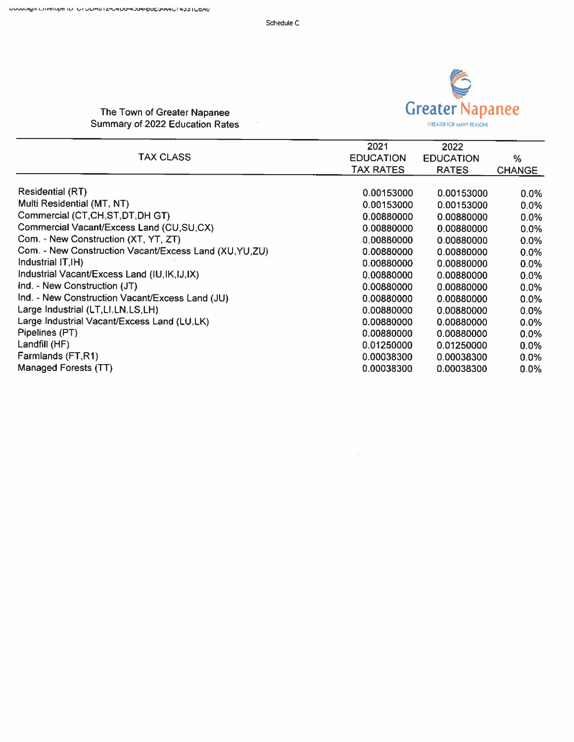Schedule C

The Town of Greater Napanee
Summary of 2022 Education Rates

Greater Napanee
GREATER FOR MANY REASONS

| TAX CLASS | 2021 EDUCATION TAX RATES | 2022 EDUCATION RATES | % CHANGE |
|---|---|---|---|
| Residential (RT) | 0.00153000 | 0.00153000 | 0.0% |
| Multi Residential (MT, NT) | 0.00153000 | 0.00153000 | 0.0% |
| Commercial (CT,CH,ST,DT,DH GT) | 0.00880000 | 0.00880000 | 0.0% |
| Commercial Vacant/Excess Land (CU,SU,CX) | 0.00880000 | 0.00880000 | 0.0% |
| Com. - New Construction (XT, YT, ZT) | 0.00880000 | 0.00880000 | 0.0% |
| Com. - New Construction Vacant/Excess Land (XU,YU,ZU) | 0.00880000 | 0.00880000 | 0.0% |
| Industrial IT,IH) | 0.00880000 | 0.00880000 | 0.0% |
| Industrial Vacant/Excess Land (IU,IK,IJ,IX) | 0.00880000 | 0.00880000 | 0.0% |
| Ind. - New Construction (JT) | 0.00880000 | 0.00880000 | 0.0% |
| Ind. - New Construction Vacant/Excess Land (JU) | 0.00880000 | 0.00880000 | 0.0% |
| Large Industrial (LT,LI,LN,LS,LH) | 0.00880000 | 0.00880000 | 0.0% |
| Large Industrial Vacant/Excess Land (LU,LK) | 0.00880000 | 0.00880000 | 0.0% |
| Pipelines (PT) | 0.00880000 | 0.00880000 | 0.0% |
| Landfill (HF) | 0.01250000 | 0.01250000 | 0.0% |
| Farmlands (FT,R1) | 0.00038300 | 0.00038300 | 0.0% |
| Managed Forests (TT) | 0.00038300 | 0.00038300 | 0.0% |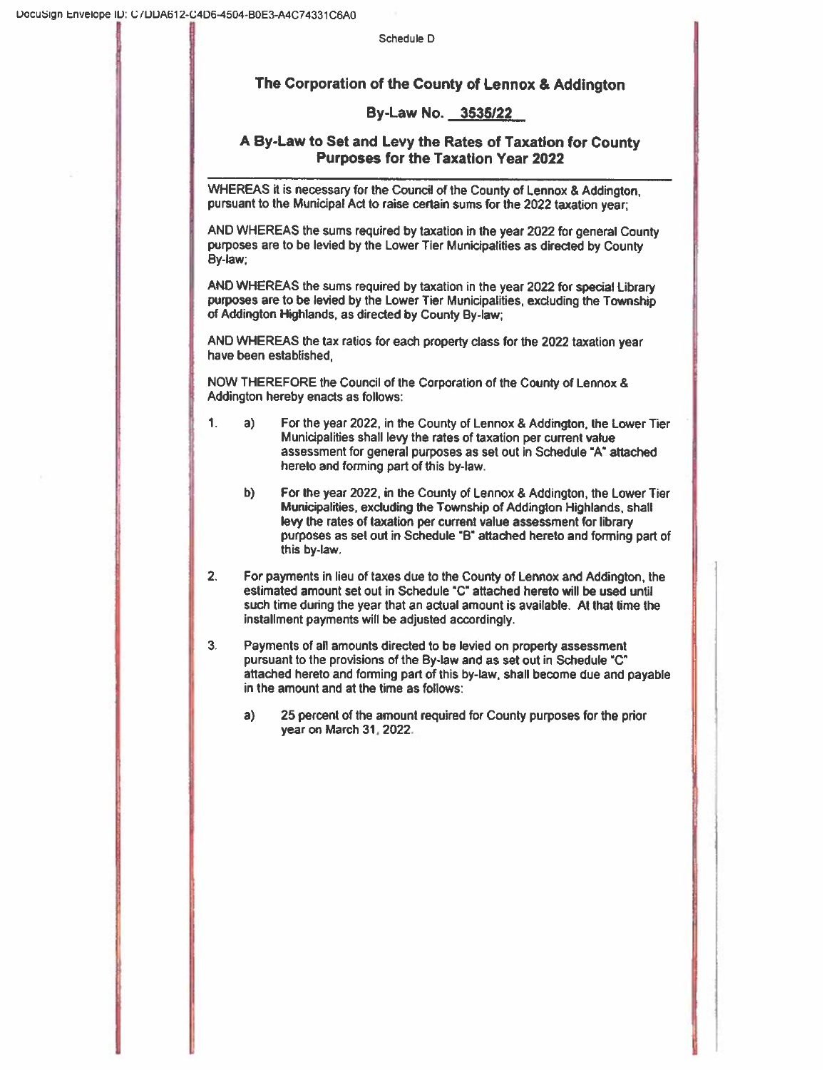Schedule D

# The Corporation of the County of Lennox & Addington

## By-Law No. 3535/22

## A By-Law to Set and Levy the Rates of Taxation for County Purposes for the Taxation Year 2022

---

WHEREAS it is necessary for the Council of the County of Lennox & Addington, pursuant to the Municipal Act to raise certain sums for the 2022 taxation year;

AND WHEREAS the sums required by taxation in the year 2022 for general County purposes are to be levied by the Lower Tier Municipalities as directed by County By-law;

AND WHEREAS the sums required by taxation in the year 2022 for special Library purposes are to be levied by the Lower Tier Municipalities, excluding the Township of Addington Highlands, as directed by County By-law;

AND WHEREAS the tax ratios for each property class for the 2022 taxation year have been established,

NOW THEREFORE the Council of the Corporation of the County of Lennox & Addington hereby enacts as follows:

1. a) For the year 2022, in the County of Lennox & Addington, the Lower Tier Municipalities shall levy the rates of taxation per current value assessment for general purposes as set out in Schedule "A" attached hereto and forming part of this by-law.

   b) For the year 2022, in the County of Lennox & Addington, the Lower Tier Municipalities, excluding the Township of Addington Highlands, shall levy the rates of taxation per current value assessment for library purposes as set out in Schedule "B" attached hereto and forming part of this by-law.

2. For payments in lieu of taxes due to the County of Lennox and Addington, the estimated amount set out in Schedule "C" attached hereto will be used until such time during the year that an actual amount is available. At that time the installment payments will be adjusted accordingly.

3. Payments of all amounts directed to be levied on property assessment pursuant to the provisions of the By-law and as set out in Schedule "C" attached hereto and forming part of this by-law, shall become due and payable in the amount and at the time as follows:

   a) 25 percent of the amount required for County purposes for the prior year on March 31, 2022.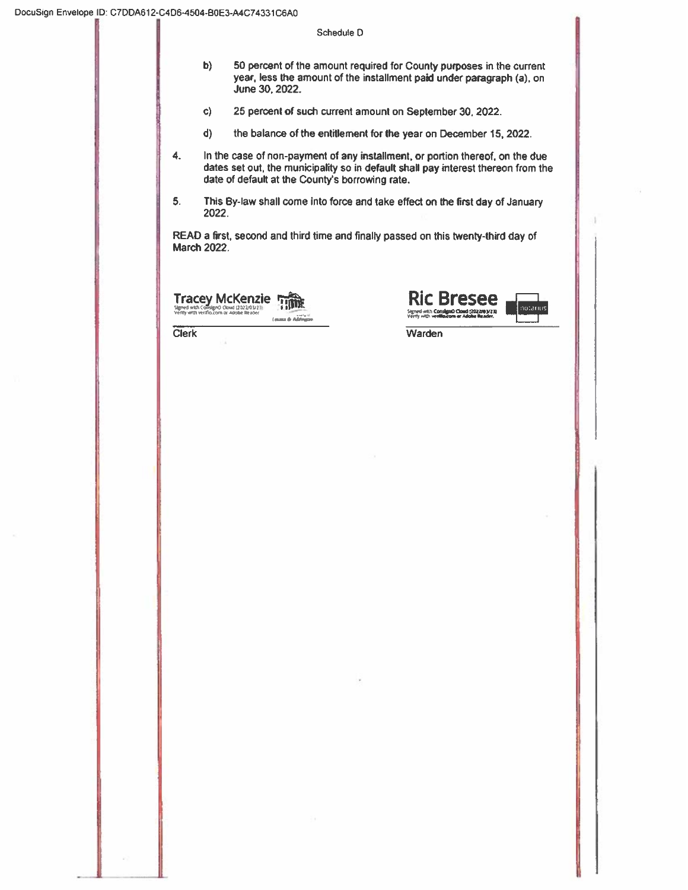Schedule D

b) 50 percent of the amount required for County purposes in the current year, less the amount of the installment paid under paragraph (a), on June 30, 2022.

c) 25 percent of such current amount on September 30, 2022.

d) the balance of the entitlement for the year on December 15, 2022.

4. In the case of non-payment of any installment, or portion thereof, on the due dates set out, the municipality so in default shall pay interest thereon from the date of default at the County's borrowing rate.

5. This By-law shall come into force and take effect on the first day of January 2022.

READ a first, second and third time and finally passed on this twenty-third day of March 2022.

Tracey McKenzie
Signed with ConsignO Cloud (2022/03/23)
Verify with verifio.com or Adobe Reader.

Clerk

Ric Bresee
Signed with ConsignO Cloud (2022/03/23)
Verify with verifio.com or Adobe Reader.

Warden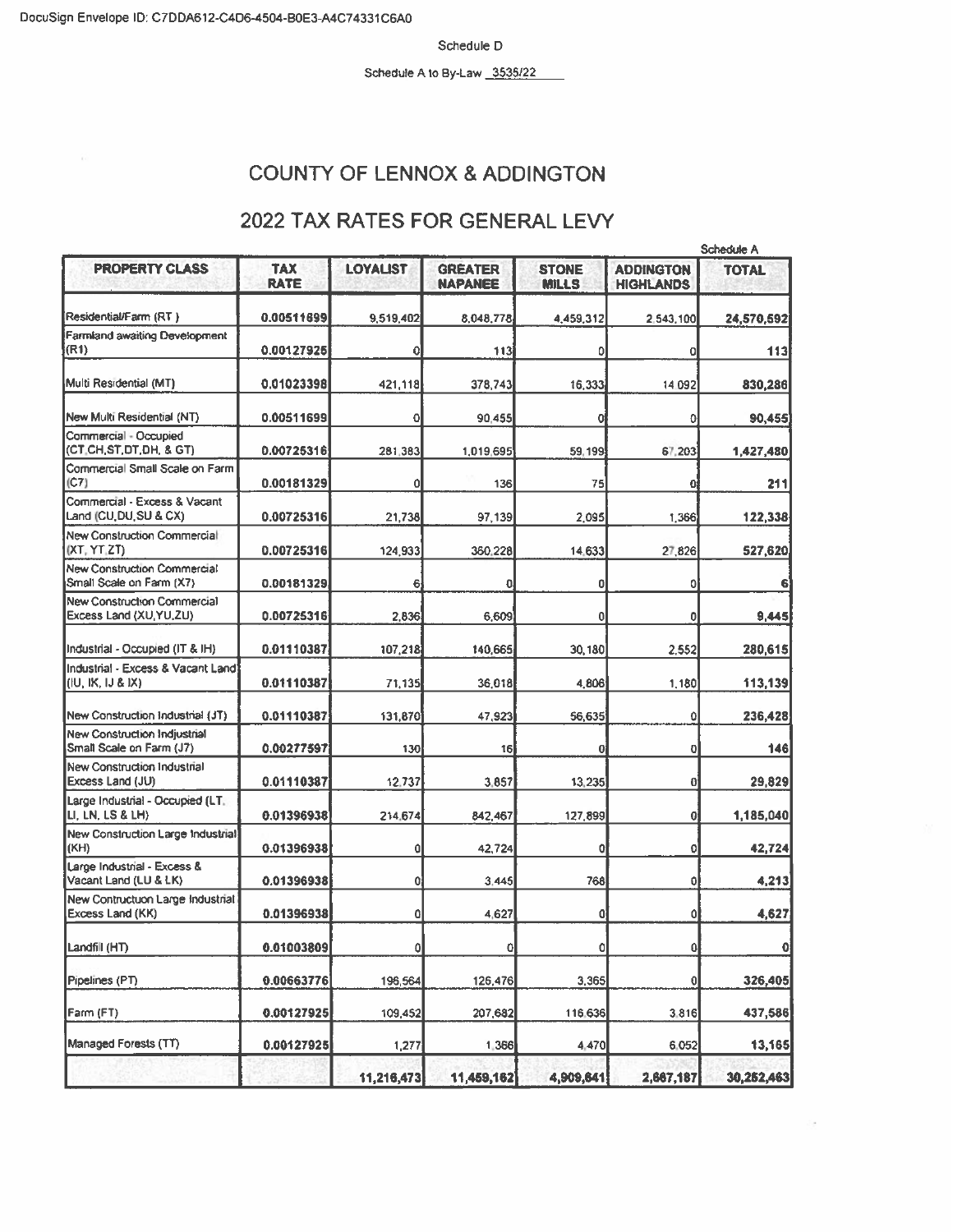DocuSign Envelope ID: C7DDA612-C4D6-4504-B0E3-A4C74331C6A0

Schedule D

Schedule A to By-Law 3535/22

# COUNTY OF LENNOX & ADDINGTON

## 2022 TAX RATES FOR GENERAL LEVY

Schedule A

| PROPERTY CLASS | TAX RATE | LOYALIST | GREATER NAPANEE | STONE MILLS | ADDINGTON HIGHLANDS | TOTAL |
|---|---|---|---|---|---|---|
| Residential/Farm (RT ) | 0.00511699 | 9,519,402 | 8,048,778 | 4,459,312 | 2,543,100 | 24,570,592 |
| Farmland awaiting Development (R1) | 0.00127925 | 0 | 113 | 0 | 0 | 113 |
| Multi Residential (MT) | 0.01023398 | 421,118 | 378,743 | 16,333 | 14,092 | 830,286 |
| New Multi Residential (NT) | 0.00511699 | 0 | 90,455 | 0 | 0 | 90,455 |
| Commercial - Occupied (CT,CH,ST,DT,DH, & GT) | 0.00725316 | 281,383 | 1,019,695 | 59,199 | 67,203 | 1,427,480 |
| Commercial Small Scale on Farm (C7) | 0.00181329 | 0 | 136 | 75 | 0 | 211 |
| Commercial - Excess & Vacant Land (CU,DU,SU & CX) | 0.00725316 | 21,738 | 97,139 | 2,095 | 1,366 | 122,338 |
| New Construction Commercial (XT, YT,ZT) | 0.00725316 | 124,933 | 360,228 | 14,633 | 27,826 | 527,620 |
| New Construction Commercial Small Scale on Farm (X7) | 0.00181329 | 6 | 0 | 0 | 0 | 6 |
| New Construction Commercial Excess Land (XU,YU,ZU) | 0.00725316 | 2,836 | 6,609 | 0 | 0 | 9,445 |
| Industrial - Occupied (IT & IH) | 0.01110387 | 107,218 | 140,665 | 30,180 | 2,552 | 280,615 |
| Industrial - Excess & Vacant Land (IU, IK, IJ & IX) | 0.01110387 | 71,135 | 36,018 | 4,806 | 1,180 | 113,139 |
| New Construction Industrial (JT) | 0.01110387 | 131,870 | 47,923 | 56,635 | 0 | 236,428 |
| New Construction Indjustrial Small Scale on Farm (J7) | 0.00277597 | 130 | 16 | 0 | 0 | 146 |
| New Construction Industrial Excess Land (JU) | 0.01110387 | 12,737 | 3,857 | 13,235 | 0 | 29,829 |
| Large Industrial - Occupied (LT, LI, LN, LS & LH) | 0.01396938 | 214,674 | 842,467 | 127,899 | 0 | 1,185,040 |
| New Construction Large Industrial (KH) | 0.01396938 | 0 | 42,724 | 0 | 0 | 42,724 |
| Large Industrial - Excess & Vacant Land (LU & LK) | 0.01396938 | 0 | 3,445 | 768 | 0 | 4,213 |
| New Contructuon Large Industrial Excess Land (KK) | 0.01396938 | 0 | 4,627 | 0 | 0 | 4,627 |
| Landfill (HT) | 0.01003809 | 0 | 0 | 0 | 0 | 0 |
| Pipelines (PT) | 0.00663776 | 196,564 | 126,476 | 3,365 | 0 | 326,405 |
| Farm (FT) | 0.00127925 | 109,452 | 207,682 | 116,636 | 3,816 | 437,586 |
| Managed Forests (TT) | 0.00127925 | 1,277 | 1,366 | 4,470 | 6,052 | 13,165 |
| | | 11,216,473 | 11,459,162 | 4,909,641 | 2,667,187 | 30,252,463 |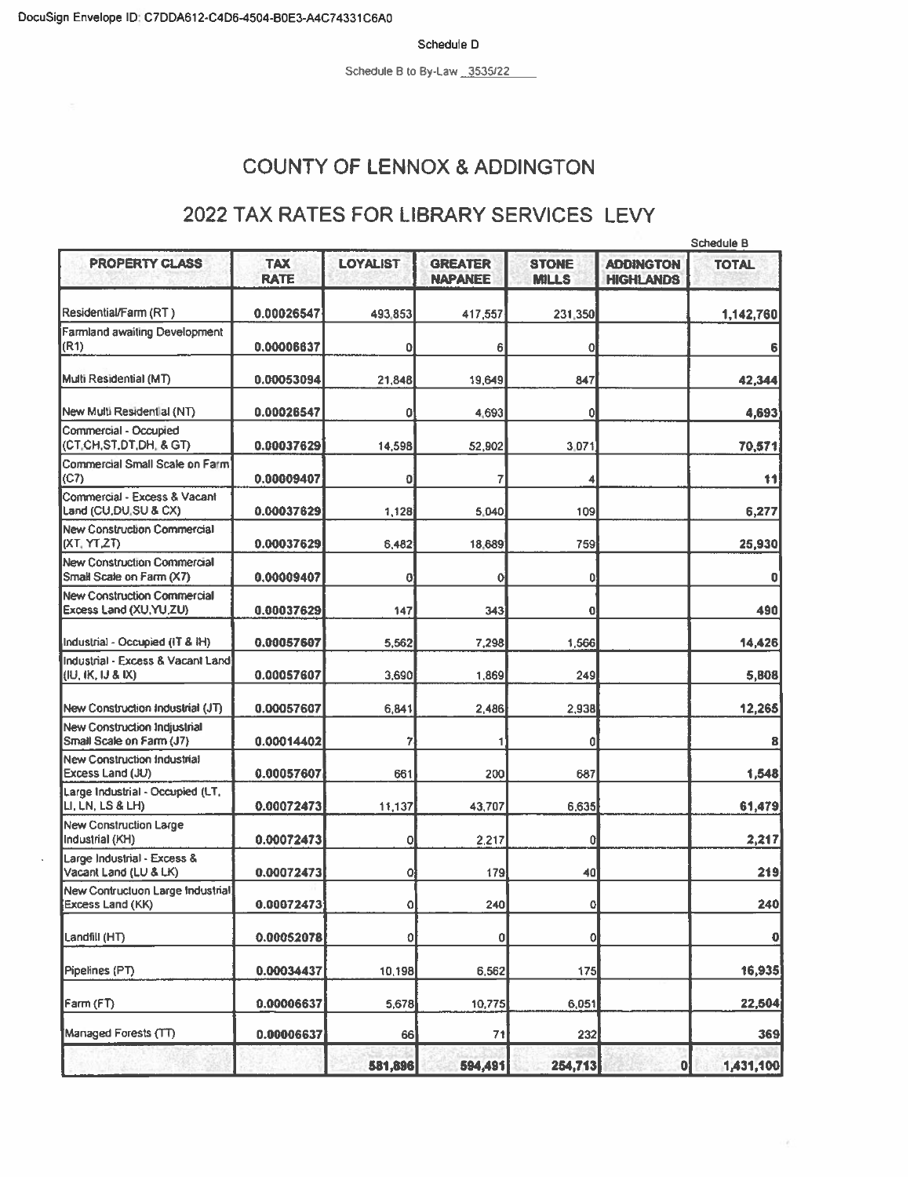DocuSign Envelope ID: C7DDA612-C4D6-4504-B0E3-A4C74331C6A0

Schedule D

Schedule B to By-Law 3535/22

# COUNTY OF LENNOX & ADDINGTON

## 2022 TAX RATES FOR LIBRARY SERVICES LEVY

Schedule B

| PROPERTY CLASS | TAX RATE | LOYALIST | GREATER NAPANEE | STONE MILLS | ADDINGTON HIGHLANDS | TOTAL |
|---|---|---|---|---|---|---|
| Residential/Farm (RT) | 0.00026547 | 493,853 | 417,557 | 231,350 | | 1,142,760 |
| Farmland awaiting Development (R1) | 0.00006637 | 0 | 6 | 0 | | 6 |
| Multi Residential (MT) | 0.00053094 | 21,848 | 19,649 | 847 | | 42,344 |
| New Multi Residential (NT) | 0.00026547 | 0 | 4,693 | 0 | | 4,693 |
| Commercial - Occupied (CT,CH,ST,DT,DH, & GT) | 0.00037629 | 14,598 | 52,902 | 3,071 | | 70,571 |
| Commercial Small Scale on Farm (C7) | 0.00009407 | 0 | 7 | 4 | | 11 |
| Commercial - Excess & Vacant Land (CU,DU,SU & CX) | 0.00037629 | 1,128 | 5,040 | 109 | | 6,277 |
| New Construction Commercial (XT, YT,ZT) | 0.00037629 | 6,482 | 18,689 | 759 | | 25,930 |
| New Construction Commercial Small Scale on Farm (X7) | 0.00009407 | 0 | 0 | 0 | | 0 |
| New Construction Commercial Excess Land (XU,YU,ZU) | 0.00037629 | 147 | 343 | 0 | | 490 |
| Industrial - Occupied (IT & IH) | 0.00057607 | 5,562 | 7,298 | 1,566 | | 14,426 |
| Industrial - Excess & Vacant Land (IU, IK, IJ & IX) | 0.00057607 | 3,690 | 1,869 | 249 | | 5,808 |
| New Construction Industrial (JT) | 0.00057607 | 6,841 | 2,486 | 2,938 | | 12,265 |
| New Construction Industrial Small Scale on Farm (J7) | 0.00014402 | 7 | 1 | 0 | | 8 |
| New Construction Industrial Excess Land (JU) | 0.00057607 | 661 | 200 | 687 | | 1,548 |
| Large Industrial - Occupied (LT, LI, LN, LS & LH) | 0.00072473 | 11,137 | 43,707 | 6,635 | | 61,479 |
| New Construction Large Industrial (KH) | 0.00072473 | 0 | 2,217 | 0 | | 2,217 |
| Large Industrial - Excess & Vacant Land (LU & LK) | 0.00072473 | 0 | 179 | 40 | | 219 |
| New Contructuon Large Industrial Excess Land (KK) | 0.00072473 | 0 | 240 | 0 | | 240 |
| Landfill (HT) | 0.00052078 | 0 | 0 | 0 | | 0 |
| Pipelines (PT) | 0.00034437 | 10,198 | 6,562 | 175 | | 16,935 |
| Farm (FT) | 0.00006637 | 5,678 | 10,775 | 6,051 | | 22,504 |
| Managed Forests (TT) | 0.00006637 | 66 | 71 | 232 | | 369 |
| | | 581,896 | 594,491 | 254,713 | 0 | 1,431,100 |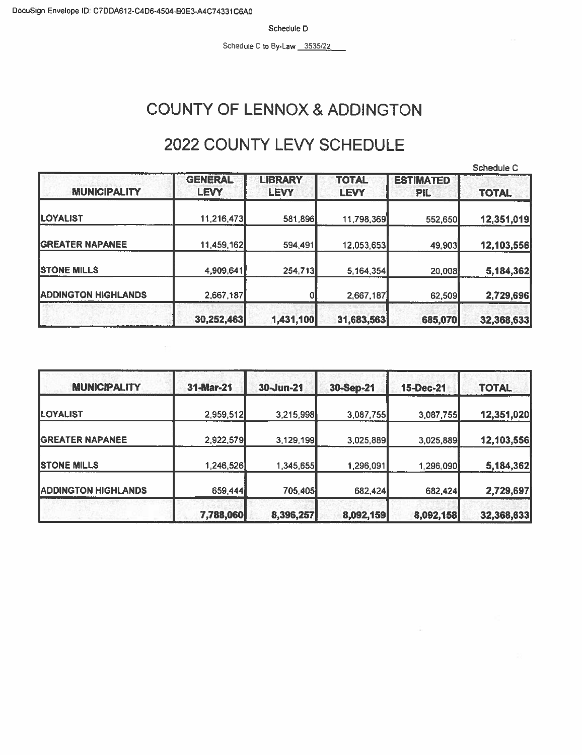DocuSign Envelope ID: C7DDA612-C4D6-4504-B0E3-A4C74331C6A0

Schedule D

Schedule C to By-Law 3535/22

# COUNTY OF LENNOX & ADDINGTON

# 2022 COUNTY LEVY SCHEDULE

Schedule C

| MUNICIPALITY | GENERAL LEVY | LIBRARY LEVY | TOTAL LEVY | ESTIMATED PIL | TOTAL |
|---|---|---|---|---|---|
| LOYALIST | 11,216,473 | 581,896 | 11,798,369 | 552,650 | **12,351,019** |
| GREATER NAPANEE | 11,459,162 | 594,491 | 12,053,653 | 49,903 | **12,103,556** |
| STONE MILLS | 4,909,641 | 254,713 | 5,164,354 | 20,008 | **5,184,362** |
| ADDINGTON HIGHLANDS | 2,667,187 | 0 | 2,667,187 | 62,509 | **2,729,696** |
| | **30,252,463** | **1,431,100** | **31,683,563** | **685,070** | **32,368,633** |

| MUNICIPALITY | 31-Mar-21 | 30-Jun-21 | 30-Sep-21 | 15-Dec-21 | TOTAL |
|---|---|---|---|---|---|
| LOYALIST | 2,959,512 | 3,215,998 | 3,087,755 | 3,087,755 | **12,351,020** |
| GREATER NAPANEE | 2,922,579 | 3,129,199 | 3,025,889 | 3,025,889 | **12,103,556** |
| STONE MILLS | 1,246,526 | 1,345,655 | 1,296,091 | 1,296,090 | **5,184,362** |
| ADDINGTON HIGHLANDS | 659,444 | 705,405 | 682,424 | 682,424 | **2,729,697** |
| | **7,788,060** | **8,396,257** | **8,092,159** | **8,092,158** | **32,368,633** |